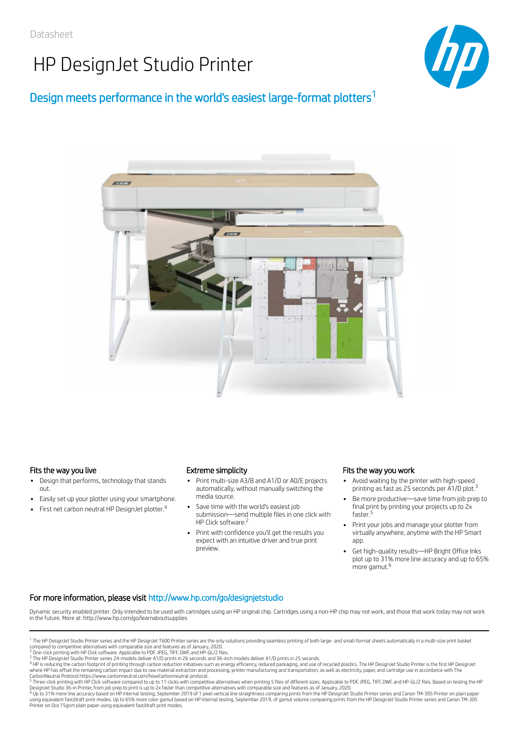Datasheet

# HP DesignJet Studio Printer

## Design meets performance in the world's easiest large-format plotters[1]

### Fits the way you live

- Design that performs, technology that stands out.
- Easily set up your plotter using your smartphone.
- First net carbon neutral HP DesignJet plotter.[4]

### Extreme simplicity

- Print multi-size A3/B and A1/D or A0/E projects automatically, without manually switching the media source.
- Save time with the world's easiest job submission—send multiple files in one click with HP Click software.[2]
- Print with confidence you'll get the results you expect with an intuitive driver and true print preview.

### Fits the way you work

- Avoid waiting by the printer with high-speed printing as fast as 25 seconds per A1/D plot.[3]
- Be more productive—save time from job prep to final print by printing your projects up to 2x faster.[5]
- Print your jobs and manage your plotter from virtually anywhere, anytime with the HP Smart app.
- Get high-quality results—HP Bright Office Inks plot up to 31% more line accuracy and up to 65% more gamut.[6]

### For more information, please visit http://www.hp.com/go/designjetstudio

Dynamic security enabled printer. Only intended to be used with cartridges using an HP original chip. Cartridges using a non-HP chip may not work, and those that work today may not work in the future. More at: http://www.hp.com/go/learnaboutsupplies

---

[1] The HP DesignJet Studio Printer series and the HP DesignJet T600 Printer series are the only solutions providing seamless printing of both large- and small-format sheets automatically in a multi-size print basket compared to competitive alternatives with comparable size and features as of January, 2020.

[2] One-click printing with HP Click software. Applicable to PDF, JPEG, TIFF, DWF, and HP-GL/2 files.

[3] The HP DesignJet Studio Printer series 24-models deliver A1/D prints in 26 seconds and 36-inch models deliver A1/D prints in 25 seconds.

[4] HP is reducing the carbon footprint of printing through carbon reduction initiatives such as energy efficiency, reduced packaging, and use of recycled plastics. The HP DesignJet Studio Printer is the first HP DesignJet where HP has offset the remaining carbon impact due to raw material extraction and processing, printer manufacturing and transportation, as well as electricity, paper, and cartridge use in accordance with The CarbonNeutral Protocol https://www.carbonneutral.com/how/carbonneutral-protocol.

[5] Three-click printing with HP Click software compared to up to 11 clicks with competitive alternatives when printing 5 files of different sizes. Applicable to PDF, JPEG, TIFF, DWF, and HP-GL/2 files. Based on testing the HP DesignJet Studio 36-in Printer, from job prep to print is up to 2x faster than competitive alternatives with comparable size and features as of January, 2020.

[6] Up to 31% more line accuracy based on HP internal testing, September 2019 of 1 pixel vertical line straightness comparing prints from the HP DesignJet Studio Printer series and Canon TM-305 Printer on plain paper using equivalent fast/draft print modes. Up to 65% more color gamut based on HP internal testing, September 2019, of gamut volume comparing prints from the HP DesignJet Studio Printer series and Canon TM-305 Printer on Oce 75gsm plain paper using equivalent fast/draft print modes.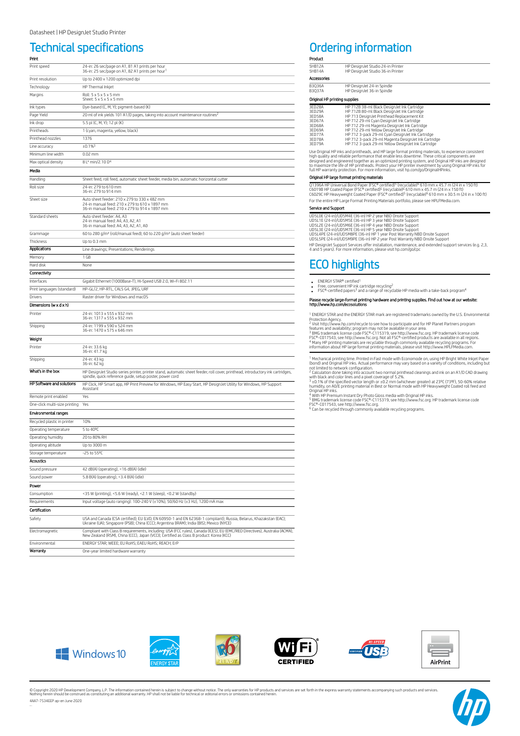# Technical specifications

| | |
|---|---|
| **Print** | |
| Print speed | 24-in: 26 sec/page on A1, 81 A1 prints per hour<br>36-in: 25 sec/page on A1, 82 A1 prints per hour[1] |
| Print resolution | Up to 2400 x 1200 optimized dpi |
| Technology | HP Thermal Inkjet |
| Margins | Roll: 5 x 5 x 5 x 5 mm<br>Sheet: 5 x 5 x 5 x 5 mm |
| Ink types | Dye-based (C, M, Y); pigment-based (K) |
| Page Yield | 20 ml of ink yields 101 A1/D pages, taking into account maintenance routines[2] |
| Ink drop | 5.5 pl (C, M, Y); 12 pl (K) |
| Printheads | 1 (cyan, magenta, yellow, black) |
| Printhead nozzles | 1376 |
| Line accuracy | ±0.1%[3] |
| Minimum line width | 0.02 mm |
| Max optical density | 8 L* min/2.10 D[4] |
| **Media** | |
| Handling | Sheet feed, roll feed, automatic sheet feeder, media bin, automatic horizontal cutter |
| Roll size | 24-in: 279 to 610 mm<br>36-in: 279 to 914 mm |
| Sheet size | Auto sheet feeder: 210 x 279 to 330 x 482 mm<br>24-in manual feed: 210 x 279 to 610 x 1897 mm<br>36-in manual feed: 210 x 279 to 914 x 1897 mm |
| Standard sheets | Auto sheet feeder: A4, A3<br>24-in manual feed: A4, A3, A2, A1<br>36-in manual feed: A4, A3, A2, A1, A0 |
| Grammage | 60 to 280 g/m² (roll/manual feed); 60 to 220 g/m² (auto sheet feeder) |
| Thickness | Up to 0.3 mm |
| **Applications** | Line drawings; Presentations; Renderings |
| Memory | 1 GB |
| Hard disk | None |
| **Connectivity** | |
| Interfaces | Gigabit Ethernet (1000Base-T), Hi-Speed USB 2.0, Wi-Fi 802.11 |
| Print languages (standard) | HP-GL/2, HP-RTL, CALS G4, JPEG, URF |
| Drivers | Raster driver for Windows and macOS |
| **Dimensions (w x d x h)** | |
| Printer | 24-in: 1013 x 555 x 932 mm<br>36-in: 1317 x 555 x 932 mm |
| Shipping | 24-in: 1199 x 590 x 524 mm<br>36-in: 1470 x 575 x 646 mm |
| **Weight** | |
| Printer | 24-in: 33.6 kg<br>36-in: 41.7 kg |
| Shipping | 24-in: 43 kg<br>36-in: 62 kg |
| **What's in the box** | HP DesignJet Studio series printer, printer stand, automatic sheet feeder, roll cover, printhead, introductory ink cartridges, spindle, quick reference guide, setup poster, power cord |
| **HP Software and solutions** | HP Click, HP Smart app, HP Print Preview for Windows, HP Easy Start, HP DesignJet Utility for Windows, HP Support Assistant |
| Remote print enabled | Yes |
| One-click multi-size printing | Yes |
| **Environmental ranges** | |
| Recycled plastic in printer | 10% |
| Operating temperature | 5 to 40ºC |
| Operating humidity | 20 to 80% RH |
| Operating altitude | Up to 3000 m |
| Storage temperature | -25 to 55ºC |
| **Acoustics** | |
| Sound pressure | 42 dB(A) (operating), <16 dB(A) (idle) |
| Sound power | 5.8 B(A) (operating), <3.4 B(A) (idle) |
| **Power** | |
| Consumption | <35 W (printing), <5.6 W (ready), <2.1 W (sleep), <0.2 W (standby) |
| Requirements | Input voltage (auto ranging): 100-240 V (±10%), 50/60 Hz (±3 Hz), 1200 mA max |
| **Certification** | |
| Safety | USA and Canada (CSA certified); EU (LVD, EN 60950-1 and EN 62368-1 compliant); Russia, Belarus, Kazakhstan (EAC); Ukraine (UA); Singapore (PSB); China (CCC); Argentina (IRAM); India (BIS); Mexico (NYCE) |
| Electromagnetic | Compliant with Class B requirements, including: USA (FCC rules), Canada (ICES), EU (EMC/RED Directives), Australia (ACMA), New Zealand (RSM), China (CCC), Japan (VCCI); Certified as Class B product: Korea (KCC) |
| Environmental | ENERGY STAR; WEEE; EU RoHS; EAEU RoHS; REACH; ErP |
| **Warranty** | One-year limited hardware warranty |

# Ordering information

| | |
|---|---|
| **Product** | |
| 5HB12A | HP DesignJet Studio 24-in Printer |
| 5HB14A | HP DesignJet Studio 36-in Printer |
| **Accessories** | |
| B3Q36A | HP DesignJet 24-in Spindle |
| B3Q37A | HP DesignJet 36-in Spindle |
| **Original HP printing supplies** | |
| 3ED28A | HP 712B 38-ml Black DesignJet Ink Cartridge |
| 3ED29A | HP 712B 80-ml Black DesignJet Ink Cartridge |
| 3ED58A | HP 713 DesignJet Printhead Replacement Kit |
| 3ED67A | HP 712 29-ml Cyan DesignJet Ink Cartridge |
| 3ED68A | HP 712 29-ml Magenta DesignJet Ink Cartridge |
| 3ED69A | HP 712 29-ml Yellow DesignJet Ink Cartridge |
| 3ED77A | HP 712 3-pack 29-ml Cyan DesignJet Ink Cartridge |
| 3ED78A | HP 712 3-pack 29-ml Magenta DesignJet Ink Cartridge |
| 3ED79A | HP 712 3-pack 29-ml Yellow DesignJet Ink Cartridge |

Use Original HP inks and printheads, and HP large format printing materials, to experience consistent high quality and reliable performance that enable less downtime. These critical components are designed and engineered together as an optimized printing system, and Original HP inks are designed to maximize the life of HP printheads. Protect your HP printer investment by using Original HP inks for full HP warranty protection. For more information, visit hp.com/go/OriginalHPinks.

**Original HP large format printing materials**

Q1396A HP Universal Bond Paper (FSC® certified)[5] (recyclable)[6] 610 mm x 45.7 m (24 in x 150 ft)
C6019B HP Coated Paper (FSC® certified)[5] (recyclable)[6] 610 mm x 45.7 m (24 in x 150 ft)
C6029C HP Heavyweight Coated Paper (FSC® certified)[5] (recyclable)[6] 610 mm x 30.5 m (24 in x 100 ft)

For the entire HP Large Format Printing Materials portfolio, please see HPLFMedia.com.

**Service and Support**

U0SL0E (24-in)/U0SM4E (36-in) HP 2 year NBD Onsite Support
U0SL1E (24-in)/U0SM5E (36-in) HP 3 year NBD Onsite Support
U0SL2E (24-in)/U0SM6E (36-in) HP 4 year NBD Onsite Support
U0SL3E (24-in)/U0SM7E (36-in) HP 5 year NBD Onsite Support
U0SL4PE (24-in)/U0SM8PE (36-in) HP 1 year Post Warranty NBD Onsite Support
U0SL5PE (24-in)/U0SM9PE (36-in) HP 2 year Post Warranty NBD Onsite Support

HP DesignJet Support Services offer installation, maintenance, and extended support services (e.g. 2,3, 4 and 5 years). For more information, please visit hp.com/go/cpc

# ECO highlights

- ENERGY STAR® certified[1]
- Free, convenient HP ink cartridge recycling[2]
- FSC®-certified papers[3] and a range of recyclable HP media with a take-back program[4]

**Please recycle large-format printing hardware and printing supplies. Find out how at our website: http://www.hp.com/ecosolutions**

[1] ENERGY STAR and the ENERGY STAR mark are registered trademarks owned by the U.S. Environmental Protection Agency.
[2] Visit http://www.hp.com/recycle to see how to participate and for HP Planet Partners program features and availability; program may not be available in your area.
[3] BMG trademark license code FSC®-C115319, see http://www.fsc.org. HP trademark license code FSC®-C017543, see http://www.fsc.org. Not all FSC®-certified products are available in all regions.
[4] Many HP printing materials are recyclable through commonly available recycling programs. For information about HP large format printing materials, please visit http://www.HPLFMedia.com.

[1] Mechanical printing time. Printed in Fast mode with Economode on, using HP Bright White Inkjet Paper (bond) and Original HP inks. Actual performance may vary based on a variety of conditions, including but not limited to network configuration.
[2] Calculation done taking into account two normal printhead cleanings and ink on an A1/D CAD drawing with black and color lines and a pixel coverage of 5.2%.
[3] ±0.1% of the specified vector length or ±0.2 mm (whichever greater) at 23ºC (73ºF), 50-60% relative humidity, on A0/E printing material in Best or Normal mode with HP Heavyweight Coated roll feed and Original HP inks.
[4] With HP Premium Instant Dry Photo Gloss media with Original HP inks.
[5] BMG trademark license code FSC®-C115319, see http://www.fsc.org. HP trademark license code FSC®-C017543, see http://www.fsc.org.
[6] Can be recycled through commonly available recycling programs.

Windows 10

ENERGY STAR

READY

Wi-Fi CERTIFIED

CERTIFIED HI-SPEED USB

AirPrint

© Copyright 2020 HP Development Company, L.P. The information contained herein is subject to change without notice. The only warranties for HP products and services are set forth in the express warranty statements accompanying such products and services. Nothing herein should be construed as constituting an additional warranty. HP shall not be liable for technical or editorial errors or omissions contained herein.

4AA7-7534EEP ap-en June 2020